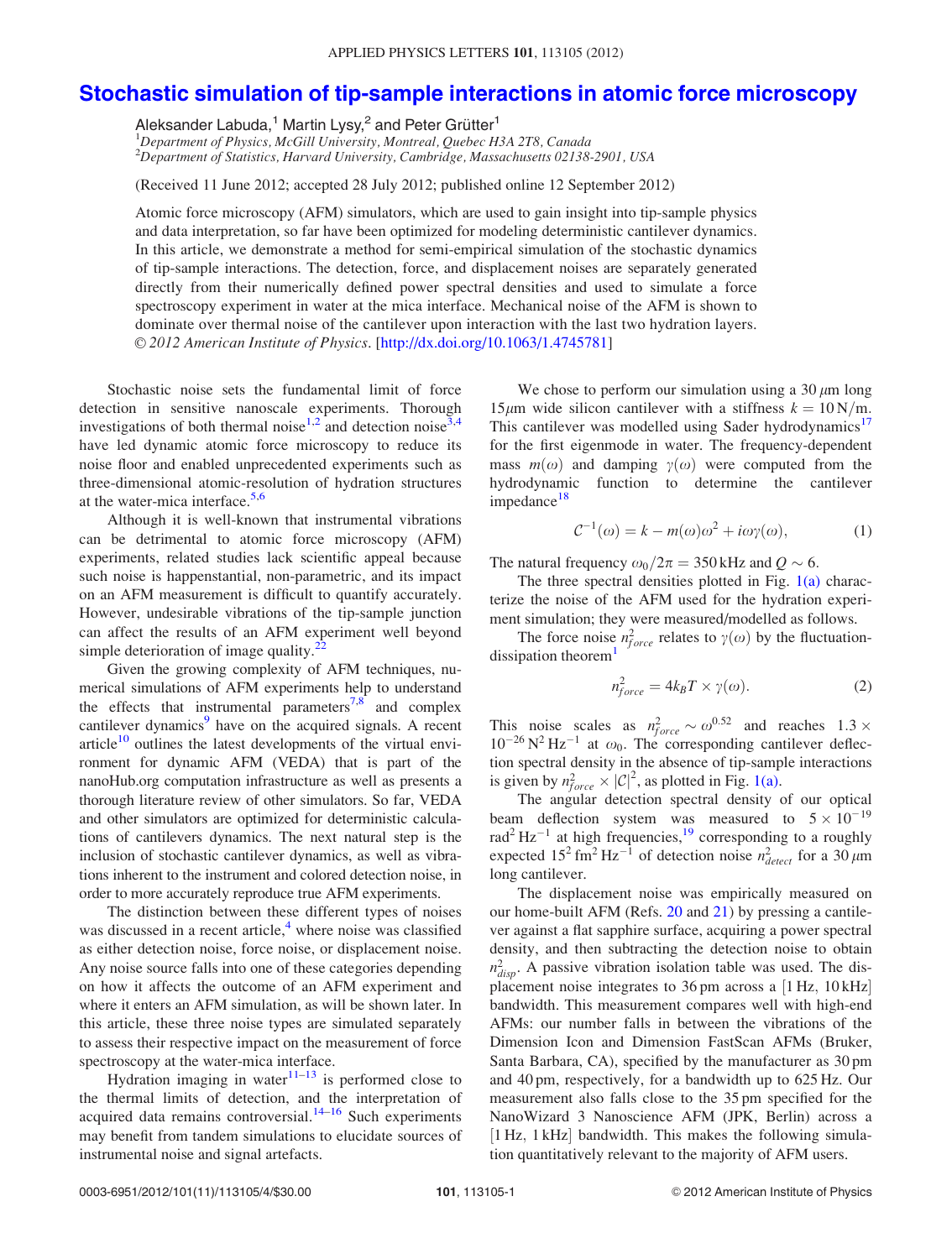# Stochastic simulation of tip-sample interactions in atomic force microscopy

Aleksander Labuda,[1] Martin Lysy,[2] and Peter Grütter[1]

[1]*Department of Physics, McGill University, Montreal, Quebec H3A 2T8, Canada*
[2]*Department of Statistics, Harvard University, Cambridge, Massachusetts 02138-2901, USA*

(Received 11 June 2012; accepted 28 July 2012; published online 12 September 2012)

Atomic force microscopy (AFM) simulators, which are used to gain insight into tip-sample physics and data interpretation, so far have been optimized for modeling deterministic cantilever dynamics. In this article, we demonstrate a method for semi-empirical simulation of the stochastic dynamics of tip-sample interactions. The detection, force, and displacement noises are separately generated directly from their numerically defined power spectral densities and used to simulate a force spectroscopy experiment in water at the mica interface. Mechanical noise of the AFM is shown to dominate over thermal noise of the cantilever upon interaction with the last two hydration layers. © *2012 American Institute of Physics*. [http://dx.doi.org/10.1063/1.4745781]

Stochastic noise sets the fundamental limit of force detection in sensitive nanoscale experiments. Thorough investigations of both thermal noise[1,2] and detection noise[3,4] have led dynamic atomic force microscopy to reduce its noise floor and enabled unprecedented experiments such as three-dimensional atomic-resolution of hydration structures at the water-mica interface.[5,6]

Although it is well-known that instrumental vibrations can be detrimental to atomic force microscopy (AFM) experiments, related studies lack scientific appeal because such noise is happenstantial, non-parametric, and its impact on an AFM measurement is difficult to quantify accurately. However, undesirable vibrations of the tip-sample junction can affect the results of an AFM experiment well beyond simple deterioration of image quality.[22]

Given the growing complexity of AFM techniques, numerical simulations of AFM experiments help to understand the effects that instrumental parameters[7,8] and complex cantilever dynamics[9] have on the acquired signals. A recent article[10] outlines the latest developments of the virtual environment for dynamic AFM (VEDA) that is part of the nanoHub.org computation infrastructure as well as presents a thorough literature review of other simulators. So far, VEDA and other simulators are optimized for deterministic calculations of cantilevers dynamics. The next natural step is the inclusion of stochastic cantilever dynamics, as well as vibrations inherent to the instrument and colored detection noise, in order to more accurately reproduce true AFM experiments.

The distinction between these different types of noises was discussed in a recent article,[4] where noise was classified as either detection noise, force noise, or displacement noise. Any noise source falls into one of these categories depending on how it affects the outcome of an AFM experiment and where it enters an AFM simulation, as will be shown later. In this article, these three noise types are simulated separately to assess their respective impact on the measurement of force spectroscopy at the water-mica interface.

Hydration imaging in water[11–13] is performed close to the thermal limits of detection, and the interpretation of acquired data remains controversial.[14–16] Such experiments may benefit from tandem simulations to elucidate sources of instrumental noise and signal artefacts.

We chose to perform our simulation using a 30 $\mu$m long 15$\mu$m wide silicon cantilever with a stiffness $k = 10\,\text{N/m}$. This cantilever was modelled using Sader hydrodynamics[17] for the first eigenmode in water. The frequency-dependent mass $m(\omega)$ and damping $\gamma(\omega)$ were computed from the hydrodynamic function to determine the cantilever impedance[18]

$$\mathcal{C}^{-1}(\omega) = k - m(\omega)\omega^2 + i\omega\gamma(\omega), \tag{1}$$

The natural frequency $\omega_0/2\pi = 350\,\text{kHz}$ and $Q \sim 6$.

The three spectral densities plotted in Fig. 1(a) characterize the noise of the AFM used for the hydration experiment simulation; they were measured/modelled as follows.

The force noise $n^2_{force}$ relates to $\gamma(\omega)$ by the fluctuation-dissipation theorem[1]

$$n^2_{force} = 4k_BT \times \gamma(\omega). \tag{2}$$

This noise scales as $n^2_{force} \sim \omega^{0.52}$ and reaches $1.3 \times 10^{-26}\,\text{N}^2\,\text{Hz}^{-1}$ at $\omega_0$. The corresponding cantilever deflection spectral density in the absence of tip-sample interactions is given by $n^2_{force} \times |\mathcal{C}|^2$, as plotted in Fig. 1(a).

The angular detection spectral density of our optical beam deflection system was measured to $5 \times 10^{-19}\,\text{rad}^2\,\text{Hz}^{-1}$ at high frequencies,[19] corresponding to a roughly expected $15^2\,\text{fm}^2\,\text{Hz}^{-1}$ of detection noise $n^2_{detect}$ for a 30 $\mu$m long cantilever.

The displacement noise was empirically measured on our home-built AFM (Refs. 20 and 21) by pressing a cantilever against a flat sapphire surface, acquiring a power spectral density, and then subtracting the detection noise to obtain $n^2_{disp}$. A passive vibration isolation table was used. The displacement noise integrates to 36 pm across a [1 Hz, 10 kHz] bandwidth. This measurement compares well with high-end AFMs: our number falls in between the vibrations of the Dimension Icon and Dimension FastScan AFMs (Bruker, Santa Barbara, CA), specified by the manufacturer as 30 pm and 40 pm, respectively, for a bandwidth up to 625 Hz. Our measurement also falls close to the 35 pm specified for the NanoWizard 3 Nanoscience AFM (JPK, Berlin) across a [1 Hz, 1 kHz] bandwidth. This makes the following simulation quantitatively relevant to the majority of AFM users.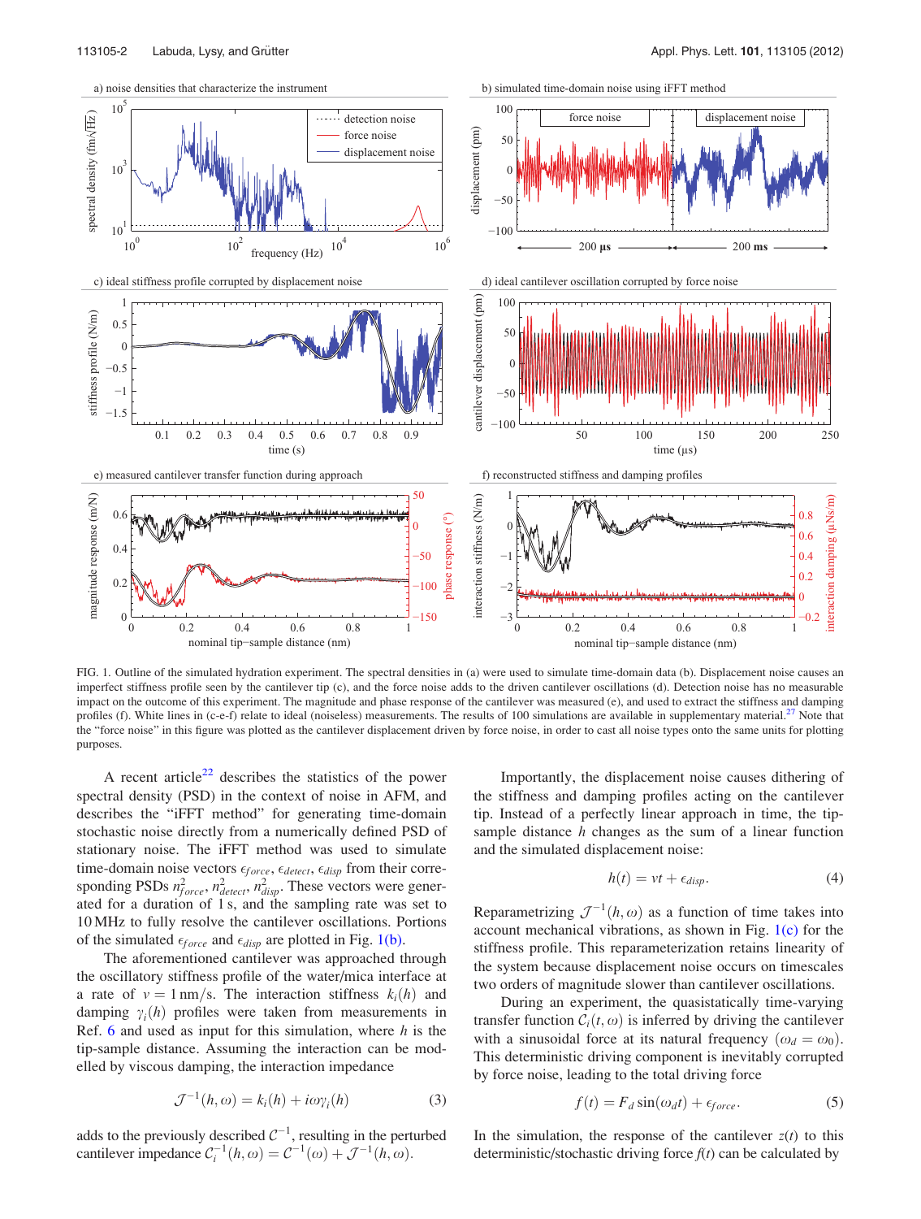FIG. 1. Outline of the simulated hydration experiment. The spectral densities in (a) were used to simulate time-domain data (b). Displacement noise causes an imperfect stiffness profile seen by the cantilever tip (c), and the force noise adds to the driven cantilever oscillations (d). Detection noise has no measurable impact on the outcome of this experiment. The magnitude and phase response of the cantilever was measured (e), and used to extract the stiffness and damping profiles (f). White lines in (c-e-f) relate to ideal (noiseless) measurements. The results of 100 simulations are available in supplementary material.[27] Note that the "force noise" in this figure was plotted as the cantilever displacement driven by force noise, in order to cast all noise types onto the same units for plotting purposes.

A recent article[22] describes the statistics of the power spectral density (PSD) in the context of noise in AFM, and describes the "iFFT method" for generating time-domain stochastic noise directly from a numerically defined PSD of stationary noise. The iFFT method was used to simulate time-domain noise vectors $\epsilon_{force}$, $\epsilon_{detect}$, $\epsilon_{disp}$ from their corresponding PSDs $n^2_{force}$, $n^2_{detect}$, $n^2_{disp}$. These vectors were generated for a duration of 1 s, and the sampling rate was set to 10 MHz to fully resolve the cantilever oscillations. Portions of the simulated $\epsilon_{force}$ and $\epsilon_{disp}$ are plotted in Fig. 1(b).

The aforementioned cantilever was approached through the oscillatory stiffness profile of the water/mica interface at a rate of $v = 1\,\text{nm/s}$. The interaction stiffness $k_i(h)$ and damping $\gamma_i(h)$ profiles were taken from measurements in Ref. 6 and used as input for this simulation, where $h$ is the tip-sample distance. Assuming the interaction can be modelled by viscous damping, the interaction impedance

$$\mathcal{J}^{-1}(h,\omega) = k_i(h) + i\omega\gamma_i(h) \tag{3}$$

adds to the previously described $\mathcal{C}^{-1}$, resulting in the perturbed cantilever impedance $\mathcal{C}_i^{-1}(h,\omega) = \mathcal{C}^{-1}(\omega) + \mathcal{J}^{-1}(h,\omega)$.

Importantly, the displacement noise causes dithering of the stiffness and damping profiles acting on the cantilever tip. Instead of a perfectly linear approach in time, the tip-sample distance $h$ changes as the sum of a linear function and the simulated displacement noise:

$$h(t) = vt + \epsilon_{disp}. \tag{4}$$

Reparametrizing $\mathcal{J}^{-1}(h,\omega)$ as a function of time takes into account mechanical vibrations, as shown in Fig. 1(c) for the stiffness profile. This reparameterization retains linearity of the system because displacement noise occurs on timescales two orders of magnitude slower than cantilever oscillations.

During an experiment, the quasistatically time-varying transfer function $\mathcal{C}_i(t,\omega)$ is inferred by driving the cantilever with a sinusoidal force at its natural frequency ($\omega_d = \omega_0$). This deterministic driving component is inevitably corrupted by force noise, leading to the total driving force

$$f(t) = F_d \sin(\omega_d t) + \epsilon_{force}. \tag{5}$$

In the simulation, the response of the cantilever $z(t)$ to this deterministic/stochastic driving force $f(t)$ can be calculated by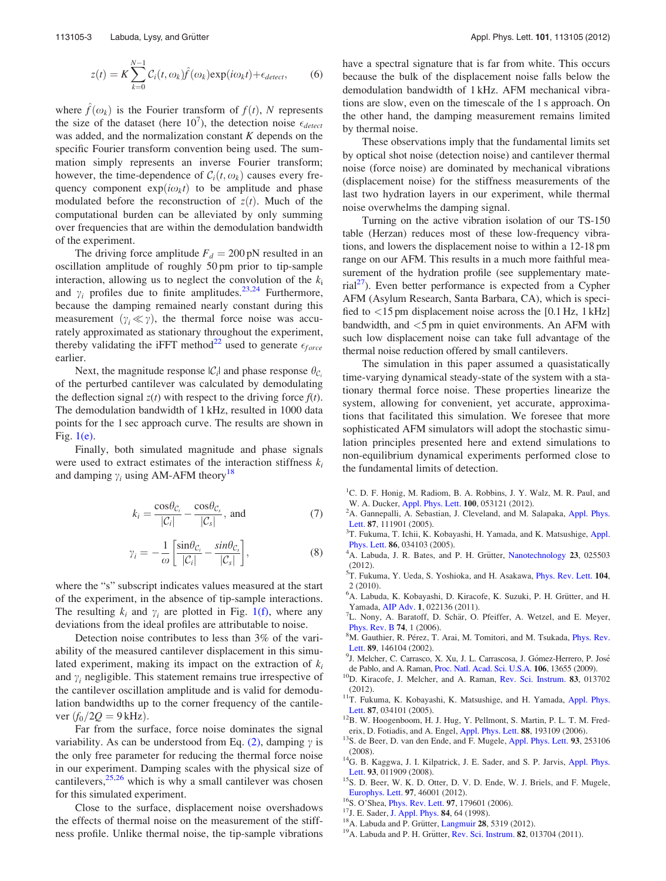$$z(t) = K\sum_{k=0}^{N-1} \mathcal{C}_i(t,\omega_k)\hat{f}(\omega_k)\exp(i\omega_k t)+\epsilon_{detect}, \qquad (6)$$

where $\hat{f}(\omega_k)$ is the Fourier transform of $f(t)$, $N$ represents the size of the dataset (here $10^7$), the detection noise $\epsilon_{detect}$ was added, and the normalization constant $K$ depends on the specific Fourier transform convention being used. The summation simply represents an inverse Fourier transform; however, the time-dependence of $\mathcal{C}_i(t,\omega_k)$ causes every frequency component $\exp(i\omega_k t)$ to be amplitude and phase modulated before the reconstruction of $z(t)$. Much of the computational burden can be alleviated by only summing over frequencies that are within the demodulation bandwidth of the experiment.

The driving force amplitude $F_d = 200\,\text{pN}$ resulted in an oscillation amplitude of roughly 50 pm prior to tip-sample interaction, allowing us to neglect the convolution of the $k_i$ and $\gamma_i$ profiles due to finite amplitudes.[23,24] Furthermore, because the damping remained nearly constant during this measurement ($\gamma_i \ll \gamma$), the thermal force noise was accurately approximated as stationary throughout the experiment, thereby validating the iFFT method[22] used to generate $\epsilon_{force}$ earlier.

Next, the magnitude response $|\mathcal{C}_i|$ and phase response $\theta_{\mathcal{C}_i}$ of the perturbed cantilever was calculated by demodulating the deflection signal $z(t)$ with respect to the driving force $f(t)$. The demodulation bandwidth of 1 kHz, resulted in 1000 data points for the 1 sec approach curve. The results are shown in Fig. 1(e).

Finally, both simulated magnitude and phase signals were used to extract estimates of the interaction stiffness $k_i$ and damping $\gamma_i$ using AM-AFM theory[18]

$$k_i = \frac{\cos\theta_{\mathcal{C}_i}}{|\mathcal{C}_i|} - \frac{\cos\theta_{\mathcal{C}_s}}{|\mathcal{C}_s|}, \text{ and} \qquad (7)$$

$$\gamma_i = -\frac{1}{\omega}\left[\frac{\sin\theta_{\mathcal{C}_i}}{|\mathcal{C}_i|} - \frac{\sin\theta_{\mathcal{C}_s}}{|\mathcal{C}_s|}\right], \qquad (8)$$

where the "s" subscript indicates values measured at the start of the experiment, in the absence of tip-sample interactions. The resulting $k_i$ and $\gamma_i$ are plotted in Fig. 1(f), where any deviations from the ideal profiles are attributable to noise.

Detection noise contributes to less than 3% of the variability of the measured cantilever displacement in this simulated experiment, making its impact on the extraction of $k_i$ and $\gamma_i$ negligible. This statement remains true irrespective of the cantilever oscillation amplitude and is valid for demodulation bandwidths up to the corner frequency of the cantilever ($f_0/2Q = 9\,\text{kHz}$).

Far from the surface, force noise dominates the signal variability. As can be understood from Eq. (2), damping $\gamma$ is the only free parameter for reducing the thermal force noise in our experiment. Damping scales with the physical size of cantilevers,[25,26] which is why a small cantilever was chosen for this simulated experiment.

Close to the surface, displacement noise overshadows the effects of thermal noise on the measurement of the stiffness profile. Unlike thermal noise, the tip-sample vibrations have a spectral signature that is far from white. This occurs because the bulk of the displacement noise falls below the demodulation bandwidth of 1 kHz. AFM mechanical vibrations are slow, even on the timescale of the 1 s approach. On the other hand, the damping measurement remains limited by thermal noise.

These observations imply that the fundamental limits set by optical shot noise (detection noise) and cantilever thermal noise (force noise) are dominated by mechanical vibrations (displacement noise) for the stiffness measurements of the last two hydration layers in our experiment, while thermal noise overwhelms the damping signal.

Turning on the active vibration isolation of our TS-150 table (Herzan) reduces most of these low-frequency vibrations, and lowers the displacement noise to within a 12-18 pm range on our AFM. This results in a much more faithful measurement of the hydration profile (see supplementary material[27]). Even better performance is expected from a Cypher AFM (Asylum Research, Santa Barbara, CA), which is specified to <15 pm displacement noise across the [0.1 Hz, 1 kHz] bandwidth, and <5 pm in quiet environments. An AFM with such low displacement noise can take full advantage of the thermal noise reduction offered by small cantilevers.

The simulation in this paper assumed a quasistatically time-varying dynamical steady-state of the system with a stationary thermal force noise. These properties linearize the system, allowing for convenient, yet accurate, approximations that facilitated this simulation. We foresee that more sophisticated AFM simulators will adopt the stochastic simulation principles presented here and extend simulations to non-equilibrium dynamical experiments performed close to the fundamental limits of detection.

[1] C. D. F. Honig, M. Radiom, B. A. Robbins, J. Y. Walz, M. R. Paul, and W. A. Ducker, Appl. Phys. Lett. **100**, 053121 (2012).
[2] A. Gannepalli, A. Sebastian, J. Cleveland, and M. Salapaka, Appl. Phys. Lett. **87**, 111901 (2005).
[3] T. Fukuma, T. Ichii, K. Kobayashi, H. Yamada, and K. Matsushige, Appl. Phys. Lett. **86**, 034103 (2005).
[4] A. Labuda, J. R. Bates, and P. H. Grütter, Nanotechnology **23**, 025503 (2012).
[5] T. Fukuma, Y. Ueda, S. Yoshioka, and H. Asakawa, Phys. Rev. Lett. **104**, 2 (2010).
[6] A. Labuda, K. Kobayashi, D. Kiracofe, K. Suzuki, P. H. Grütter, and H. Yamada, AIP Adv. **1**, 022136 (2011).
[7] L. Nony, A. Baratoff, D. Schär, O. Pfeiffer, A. Wetzel, and E. Meyer, Phys. Rev. B **74**, 1 (2006).
[8] M. Gauthier, R. Pérez, T. Arai, M. Tomitori, and M. Tsukada, Phys. Rev. Lett. **89**, 146104 (2002).
[9] J. Melcher, C. Carrasco, X. Xu, J. L. Carrascosa, J. Gómez-Herrero, P. José de Pablo, and A. Raman, Proc. Natl. Acad. Sci. U.S.A. **106**, 13655 (2009).
[10] D. Kiracofe, J. Melcher, and A. Raman, Rev. Sci. Instrum. **83**, 013702 (2012).
[11] T. Fukuma, K. Kobayashi, K. Matsushige, and H. Yamada, Appl. Phys. Lett. **87**, 034101 (2005).
[12] B. W. Hoogenboom, H. J. Hug, Y. Pellmont, S. Martin, P. L. T. M. Frederix, D. Fotiadis, and A. Engel, Appl. Phys. Lett. **88**, 193109 (2006).
[13] S. de Beer, D. van den Ende, and F. Mugele, Appl. Phys. Lett. **93**, 253106 (2008).
[14] G. B. Kaggwa, J. I. Kilpatrick, J. E. Sader, and S. P. Jarvis, Appl. Phys. Lett. **93**, 011909 (2008).
[15] S. D. Beer, W. K. D. Otter, D. V. D. Ende, W. J. Briels, and F. Mugele, Europhys. Lett. **97**, 46001 (2012).
[16] S. O'Shea, Phys. Rev. Lett. **97**, 179601 (2006).
[17] J. E. Sader, J. Appl. Phys. **84**, 64 (1998).
[18] A. Labuda and P. Grütter, Langmuir **28**, 5319 (2012).
[19] A. Labuda and P. H. Grütter, Rev. Sci. Instrum. **82**, 013704 (2011).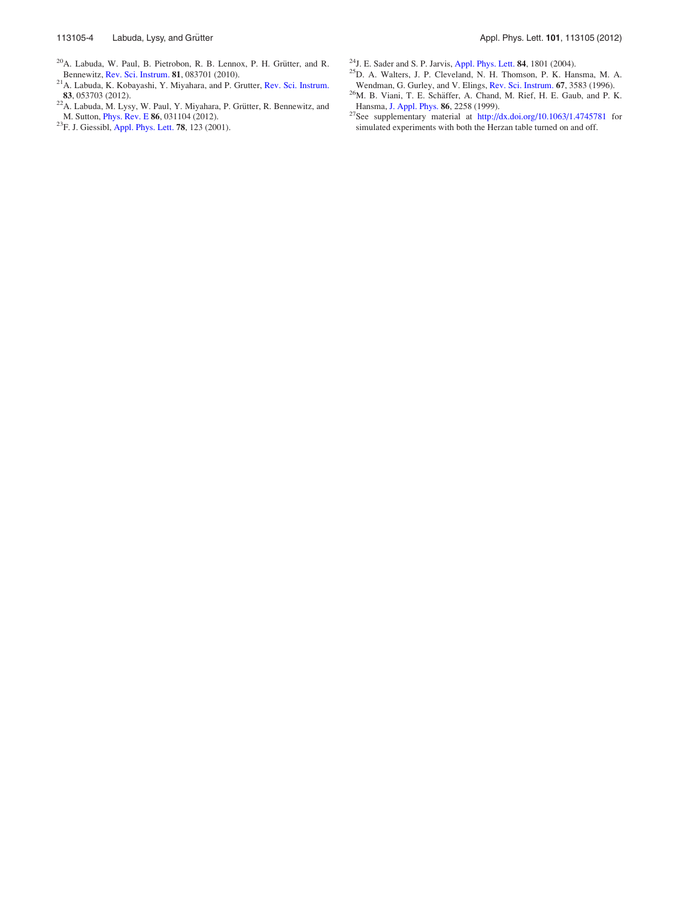[20] A. Labuda, W. Paul, B. Pietrobon, R. B. Lennox, P. H. Grütter, and R. Bennewitz, Rev. Sci. Instrum. **81**, 083701 (2010).

[21] A. Labuda, K. Kobayashi, Y. Miyahara, and P. Grutter, Rev. Sci. Instrum. **83**, 053703 (2012).

[22] A. Labuda, M. Lysy, W. Paul, Y. Miyahara, P. Grütter, R. Bennewitz, and M. Sutton, Phys. Rev. E **86**, 031104 (2012).

[23] F. J. Giessibl, Appl. Phys. Lett. **78**, 123 (2001).

[24] J. E. Sader and S. P. Jarvis, Appl. Phys. Lett. **84**, 1801 (2004).

[25] D. A. Walters, J. P. Cleveland, N. H. Thomson, P. K. Hansma, M. A. Wendman, G. Gurley, and V. Elings, Rev. Sci. Instrum. **67**, 3583 (1996).

[26] M. B. Viani, T. E. Schäffer, A. Chand, M. Rief, H. E. Gaub, and P. K. Hansma, J. Appl. Phys. **86**, 2258 (1999).

[27] See supplementary material at http://dx.doi.org/10.1063/1.4745781 for simulated experiments with both the Herzan table turned on and off.